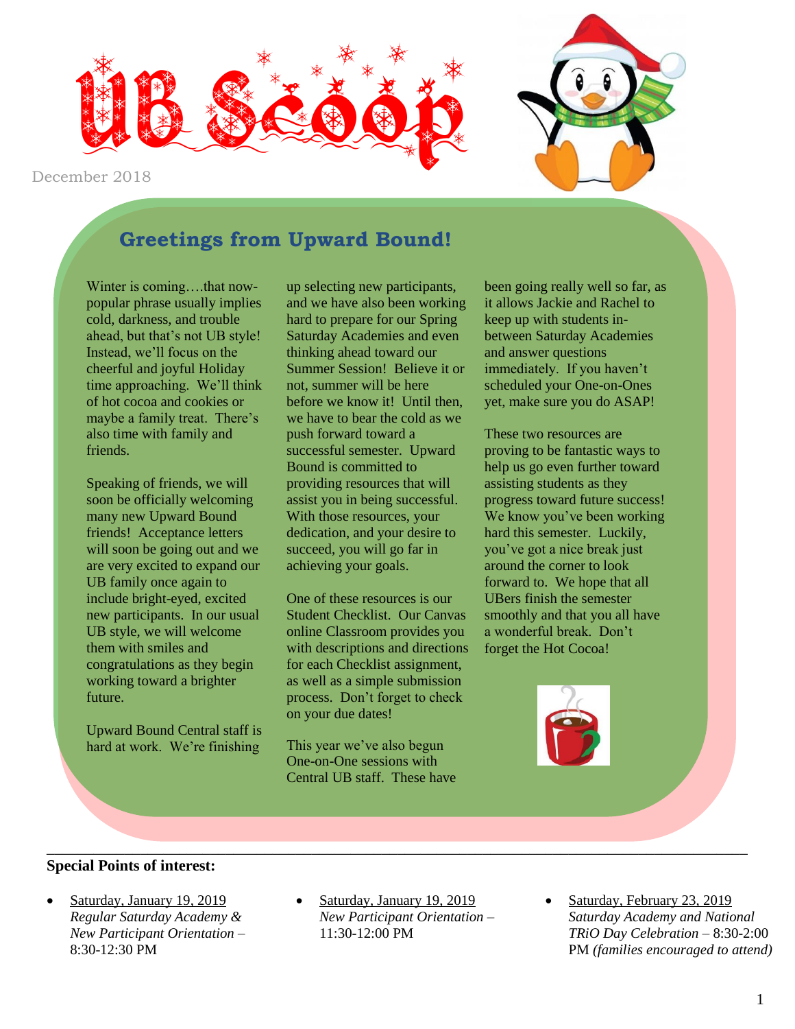# UB Scoop

December 2018

## Greetings from Upward Bound!

Winter is coming….that now-popular phrase usually implies cold, darkness, and trouble ahead, but that's not UB style! Instead, we'll focus on the cheerful and joyful Holiday time approaching. We'll think of hot cocoa and cookies or maybe a family treat. There's also time with family and friends.

Speaking of friends, we will soon be officially welcoming many new Upward Bound friends! Acceptance letters will soon be going out and we are very excited to expand our UB family once again to include bright-eyed, excited new participants. In our usual UB style, we will welcome them with smiles and congratulations as they begin working toward a brighter future.

Upward Bound Central staff is hard at work. We're finishing up selecting new participants, and we have also been working hard to prepare for our Spring Saturday Academies and even thinking ahead toward our Summer Session! Believe it or not, summer will be here before we know it! Until then, we have to bear the cold as we push forward toward a successful semester. Upward Bound is committed to providing resources that will assist you in being successful. With those resources, your dedication, and your desire to succeed, you will go far in achieving your goals.

One of these resources is our Student Checklist. Our Canvas online Classroom provides you with descriptions and directions for each Checklist assignment, as well as a simple submission process. Don't forget to check on your due dates!

This year we've also begun One-on-One sessions with Central UB staff. These have been going really well so far, as it allows Jackie and Rachel to keep up with students in-between Saturday Academies and answer questions immediately. If you haven't scheduled your One-on-Ones yet, make sure you do ASAP!

These two resources are proving to be fantastic ways to help us go even further toward assisting students as they progress toward future success! We know you've been working hard this semester. Luckily, you've got a nice break just around the corner to look forward to. We hope that all UBers finish the semester smoothly and that you all have a wonderful break. Don't forget the Hot Cocoa!

---

**Special Points of interest:**

- Saturday, January 19, 2019
  *Regular Saturday Academy & New Participant Orientation* – 8:30-12:30 PM
- Saturday, January 19, 2019
  *New Participant Orientation* – 11:30-12:00 PM
- Saturday, February 23, 2019
  *Saturday Academy and National TRiO Day Celebration* – 8:30-2:00 PM *(families encouraged to attend)*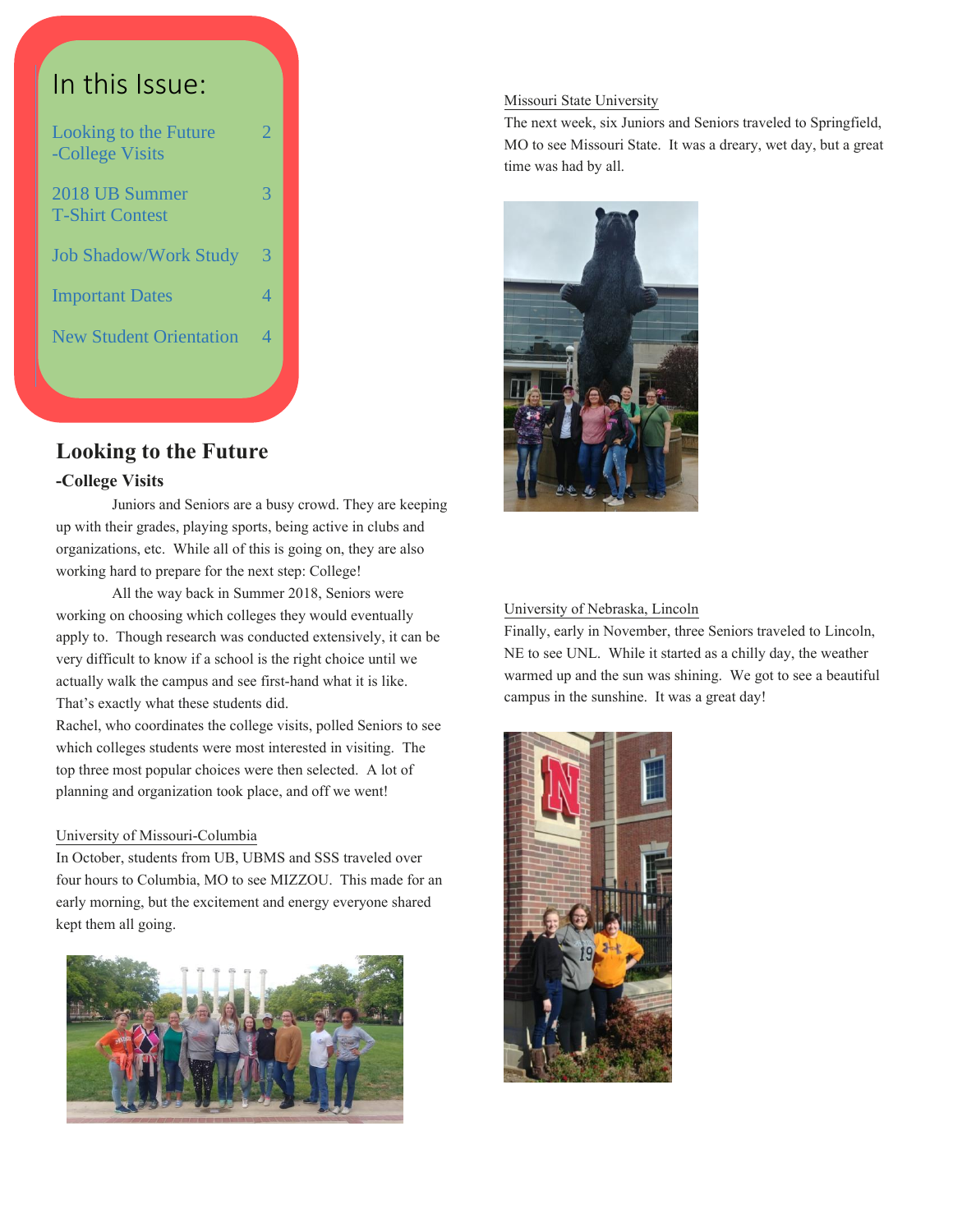## In this Issue:

| | |
|---|---|
| Looking to the Future -College Visits | 2 |
| 2018 UB Summer T-Shirt Contest | 3 |
| Job Shadow/Work Study | 3 |
| Important Dates | 4 |
| New Student Orientation | 4 |

# Looking to the Future

## -College Visits

Juniors and Seniors are a busy crowd. They are keeping up with their grades, playing sports, being active in clubs and organizations, etc. While all of this is going on, they are also working hard to prepare for the next step: College!

All the way back in Summer 2018, Seniors were working on choosing which colleges they would eventually apply to. Though research was conducted extensively, it can be very difficult to know if a school is the right choice until we actually walk the campus and see first-hand what it is like. That's exactly what these students did.

Rachel, who coordinates the college visits, polled Seniors to see which colleges students were most interested in visiting. The top three most popular choices were then selected. A lot of planning and organization took place, and off we went!

University of Missouri-Columbia

In October, students from UB, UBMS and SSS traveled over four hours to Columbia, MO to see MIZZOU. This made for an early morning, but the excitement and energy everyone shared kept them all going.

Missouri State University

The next week, six Juniors and Seniors traveled to Springfield, MO to see Missouri State. It was a dreary, wet day, but a great time was had by all.

University of Nebraska, Lincoln

Finally, early in November, three Seniors traveled to Lincoln, NE to see UNL. While it started as a chilly day, the weather warmed up and the sun was shining. We got to see a beautiful campus in the sunshine. It was a great day!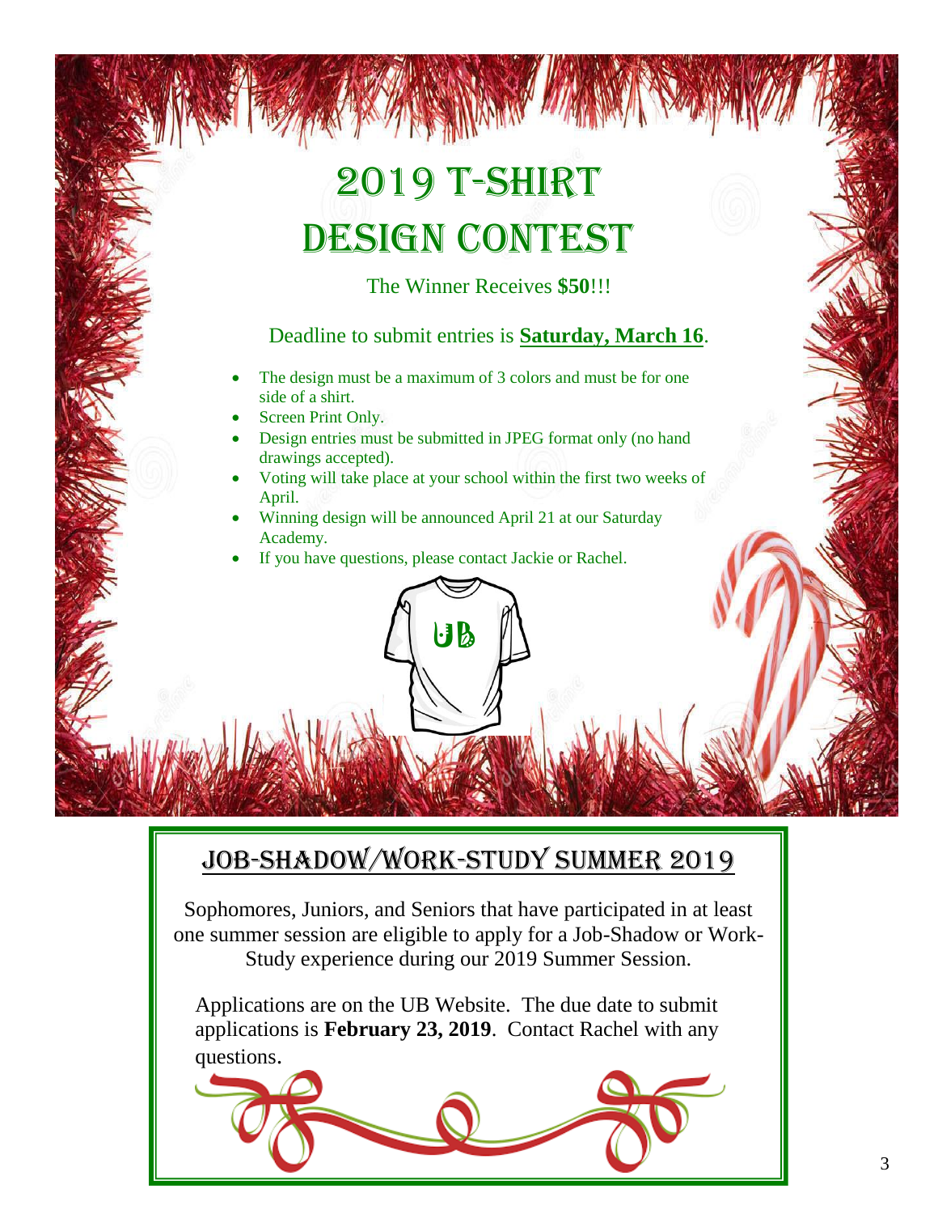# 2019 T-Shirt Design Contest

The Winner Receives **$50**!!!

Deadline to submit entries is **Saturday, March 16**.

- The design must be a maximum of 3 colors and must be for one side of a shirt.
- Screen Print Only.
- Design entries must be submitted in JPEG format only (no hand drawings accepted).
- Voting will take place at your school within the first two weeks of April.
- Winning design will be announced April 21 at our Saturday Academy.
- If you have questions, please contact Jackie or Rachel.

## Job-Shadow/Work-Study Summer 2019

Sophomores, Juniors, and Seniors that have participated in at least one summer session are eligible to apply for a Job-Shadow or Work-Study experience during our 2019 Summer Session.

Applications are on the UB Website. The due date to submit applications is **February 23, 2019**. Contact Rachel with any questions.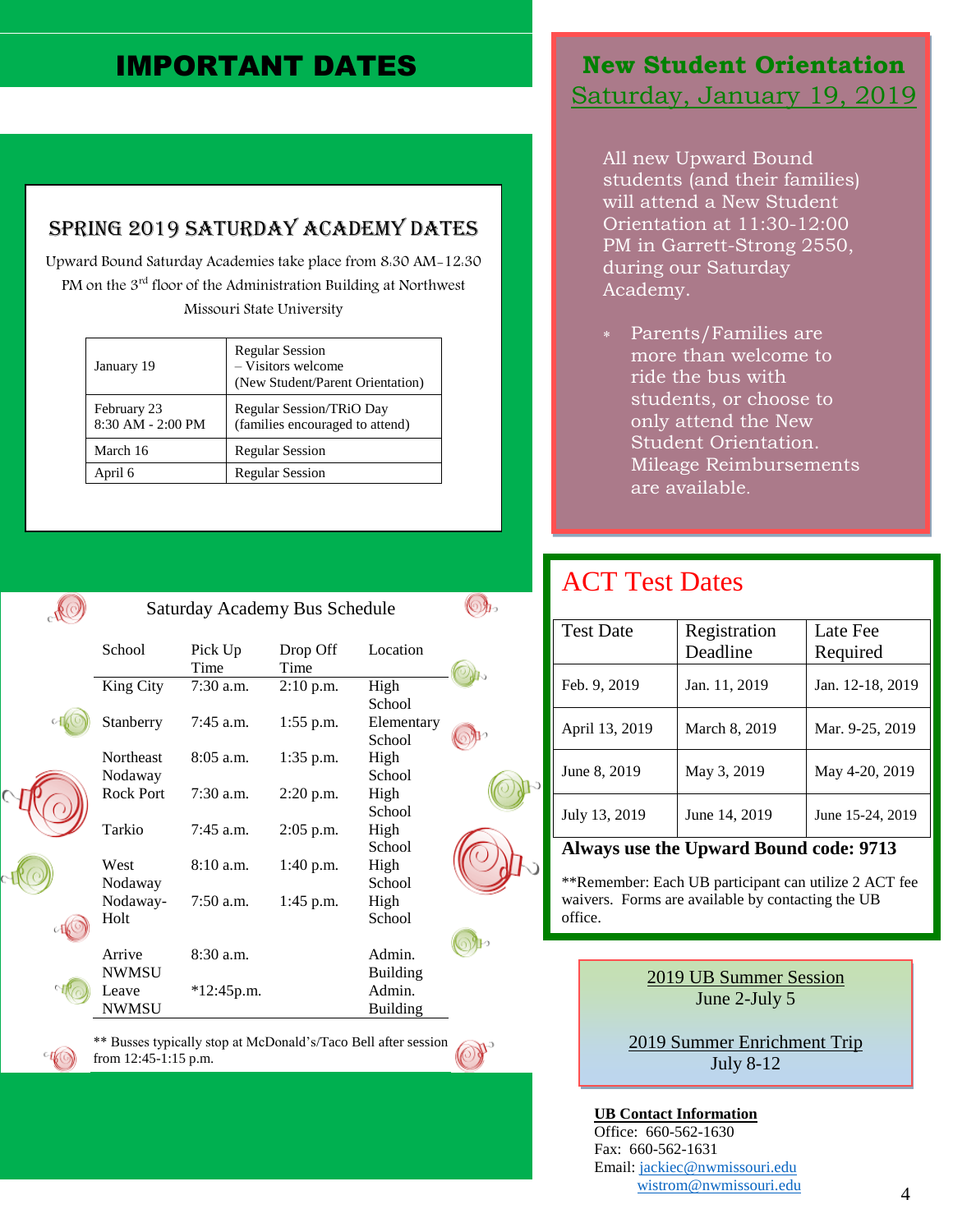# IMPORTANT DATES

## SPRING 2019 SATURDAY ACADEMY DATES

Upward Bound Saturday Academies take place from 8:30 AM–12:30 PM on the 3rd floor of the Administration Building at Northwest Missouri State University

| | |
|---|---|
| January 19 | Regular Session – Visitors welcome (New Student/Parent Orientation) |
| February 23 8:30 AM - 2:00 PM | Regular Session/TRiO Day (families encouraged to attend) |
| March 16 | Regular Session |
| April 6 | Regular Session |

## Saturday Academy Bus Schedule

| School | Pick Up Time | Drop Off Time | Location |
|---|---|---|---|
| King City | 7:30 a.m. | 2:10 p.m. | High School |
| Stanberry | 7:45 a.m. | 1:55 p.m. | Elementary School |
| Northeast Nodaway | 8:05 a.m. | 1:35 p.m. | High School |
| Rock Port | 7:30 a.m. | 2:20 p.m. | High School |
| Tarkio | 7:45 a.m. | 2:05 p.m. | High School |
| West Nodaway | 8:10 a.m. | 1:40 p.m. | High School |
| Nodaway-Holt | 7:50 a.m. | 1:45 p.m. | High School |
| Arrive NWMSU | 8:30 a.m. | | Admin. Building |
| Leave NWMSU | *12:45p.m. | | Admin. Building |

** Busses typically stop at McDonald's/Taco Bell after session from 12:45-1:15 p.m.

## New Student Orientation

Saturday, January 19, 2019

All new Upward Bound students (and their families) will attend a New Student Orientation at 11:30-12:00 PM in Garrett-Strong 2550, during our Saturday Academy.

- Parents/Families are more than welcome to ride the bus with students, or choose to only attend the New Student Orientation. Mileage Reimbursements are available.

## ACT Test Dates

| Test Date | Registration Deadline | Late Fee Required |
|---|---|---|
| Feb. 9, 2019 | Jan. 11, 2019 | Jan. 12-18, 2019 |
| April 13, 2019 | March 8, 2019 | Mar. 9-25, 2019 |
| June 8, 2019 | May 3, 2019 | May 4-20, 2019 |
| July 13, 2019 | June 14, 2019 | June 15-24, 2019 |

**Always use the Upward Bound code: 9713**

**Remember: Each UB participant can utilize 2 ACT fee waivers. Forms are available by contacting the UB office.

2019 UB Summer Session
June 2-July 5

2019 Summer Enrichment Trip
July 8-12

**UB Contact Information**

Office: 660-562-1630
Fax: 660-562-1631
Email: jackiec@nwmissouri.edu
wistrom@nwmissouri.edu